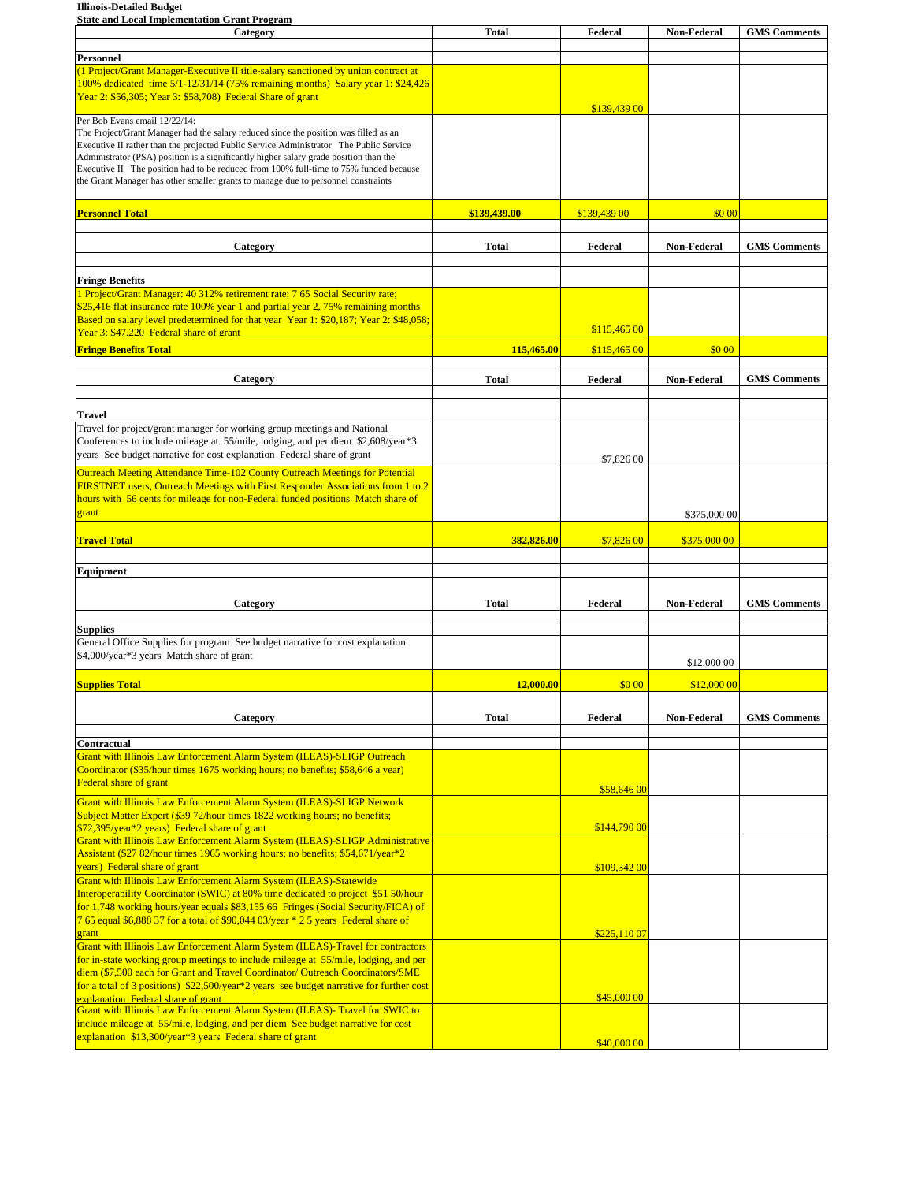**Illinois-Detailed Budget**

**State and Local Implementation Grant Program**

| Category | Total | Federal | Non-Federal | GMS Comments |
|---|---|---|---|---|
| **Personnel** | | | | |
| (1 Project/Grant Manager-Executive II title-salary sanctioned by union contract at 100% dedicated time 5/1-12/31/14 (75% remaining months) Salary year 1: $24,426 Year 2: $56,305; Year 3: $58,708) Federal Share of grant | | $139,439 00 | | |
| Per Bob Evans email 12/22/14: The Project/Grant Manager had the salary reduced since the position was filled as an Executive II rather than the projected Public Service Administrator The Public Service Administrator (PSA) position is a significantly higher salary grade position than the Executive II The position had to be reduced from 100% full-time to 75% funded because the Grant Manager has other smaller grants to manage due to personnel constraints | | | | |
| **Personnel Total** | **$139,439.00** | $139,439 00 | $0 00 | |

| Category | Total | Federal | Non-Federal | GMS Comments |
|---|---|---|---|---|
| **Fringe Benefits** | | | | |
| 1 Project/Grant Manager: 40 312% retirement rate; 7 65 Social Security rate; $25,416 flat insurance rate 100% year 1 and partial year 2, 75% remaining months Based on salary level predetermined for that year Year 1: $20,187; Year 2: $48,058; Year 3: $47,220 Federal share of grant | | $115,465 00 | | |
| **Fringe Benefits Total** | **115,465.00** | $115,465 00 | $0 00 | |

| Category | Total | Federal | Non-Federal | GMS Comments |
|---|---|---|---|---|
| **Travel** | | | | |
| Travel for project/grant manager for working group meetings and National Conferences to include mileage at 55/mile, lodging, and per diem $2,608/year*3 years See budget narrative for cost explanation Federal share of grant | | $7,826 00 | | |
| Outreach Meeting Attendance Time-102 County Outreach Meetings for Potential FIRSTNET users, Outreach Meetings with First Responder Associations from 1 to 2 hours with 56 cents for mileage for non-Federal funded positions Match share of grant | | | $375,000 00 | |
| **Travel Total** | **382,826.00** | $7,826 00 | $375,000 00 | |
| | | | | |
| **Equipment** | | | | |

| Category | Total | Federal | Non-Federal | GMS Comments |
|---|---|---|---|---|
| **Supplies** | | | | |
| General Office Supplies for program See budget narrative for cost explanation $4,000/year*3 years Match share of grant | | | $12,000 00 | |
| **Supplies Total** | **12,000.00** | $0 00 | $12,000 00 | |

| Category | Total | Federal | Non-Federal | GMS Comments |
|---|---|---|---|---|
| **Contractual** | | | | |
| Grant with Illinois Law Enforcement Alarm System (ILEAS)-SLIGP Outreach Coordinator ($35/hour times 1675 working hours; no benefits; $58,646 a year) Federal share of grant | | $58,646 00 | | |
| Grant with Illinois Law Enforcement Alarm System (ILEAS)-SLIGP Network Subject Matter Expert ($39 72/hour times 1822 working hours; no benefits; $72,395/year*2 years) Federal share of grant | | $144,790 00 | | |
| Grant with Illinois Law Enforcement Alarm System (ILEAS)-SLIGP Administrative Assistant ($27 82/hour times 1965 working hours; no benefits; $54,671/year*2 years) Federal share of grant | | $109,342 00 | | |
| Grant with Illinois Law Enforcement Alarm System (ILEAS)-Statewide Interoperability Coordinator (SWIC) at 80% time dedicated to project $51 50/hour for 1,748 working hours/year equals $83,155 66 Fringes (Social Security/FICA) of 7 65 equal $6,888 37 for a total of $90,044 03/year * 2 5 years Federal share of grant | | $225,110 07 | | |
| Grant with Illinois Law Enforcement Alarm System (ILEAS)-Travel for contractors for in-state working group meetings to include mileage at 55/mile, lodging, and per diem ($7,500 each for Grant and Travel Coordinator/ Outreach Coordinators/SME for a total of 3 positions) $22,500/year*2 years see budget narrative for further cost explanation Federal share of grant | | $45,000 00 | | |
| Grant with Illinois Law Enforcement Alarm System (ILEAS)- Travel for SWIC to include mileage at 55/mile, lodging, and per diem See budget narrative for cost explanation $13,300/year*3 years Federal share of grant | | $40,000 00 | | |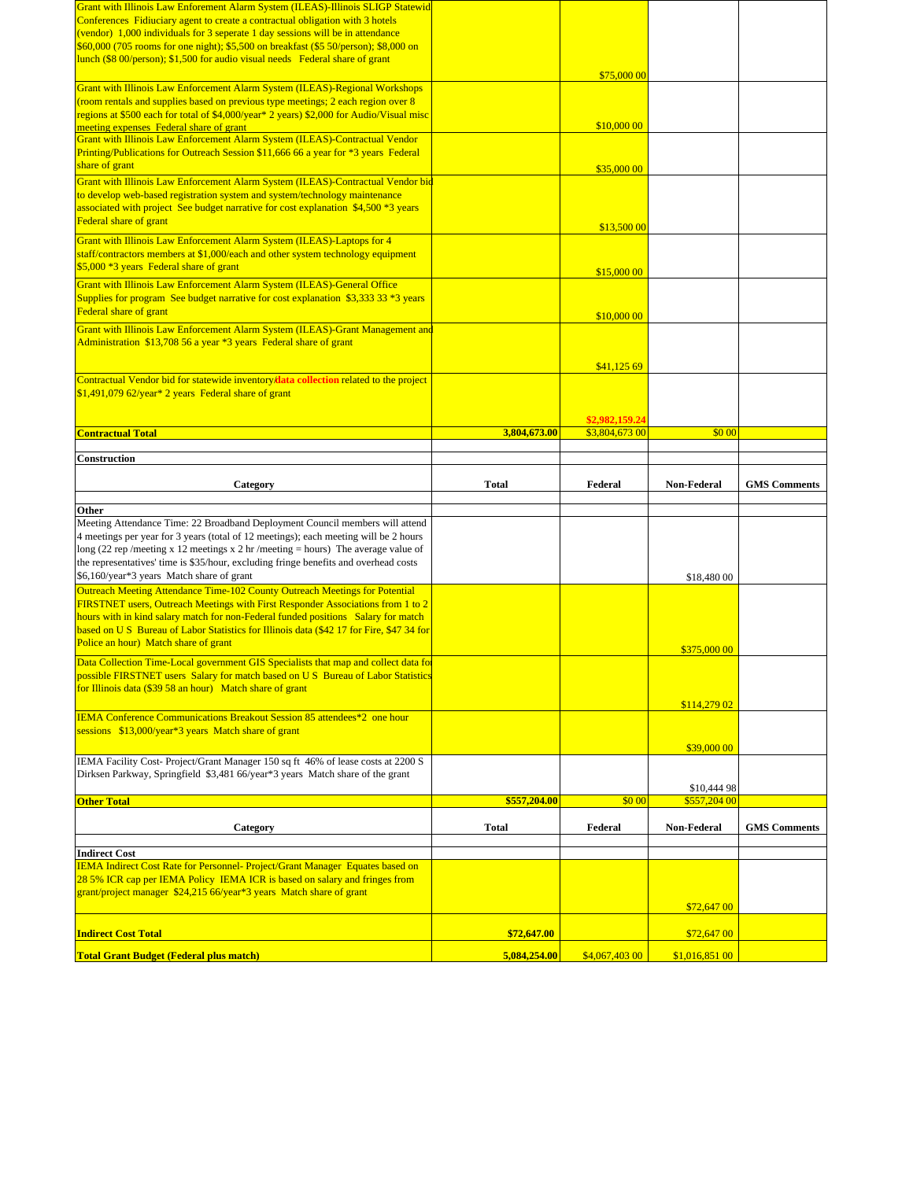| | | | | |
|---|---|---|---|---|
| Grant with Illinois Law Enforement Alarm System (ILEAS)-Illinois SLIGP Statewide Conferences Fiduciary agent to create a contractual obligation with 3 hotels (vendor) 1,000 individuals for 3 seperate 1 day sessions will be in attendance $60,000 (705 rooms for one night); $5,500 on breakfast ($5 50/person); $8,000 on lunch ($8 00/person); $1,500 for audio visual needs Federal share of grant | | $75,000 00 | | |
| Grant with Illinois Law Enforement Alarm System (ILEAS)-Regional Workshops (room rentals and supplies based on previous type meetings; 2 each region over 8 regions at $500 each for total of $4,000/year* 2 years) $2,000 for Audio/Visual misc meeting expenses Federal share of grant | | $10,000 00 | | |
| Grant with Illinois Law Enforcement Alarm System (ILEAS)-Contractual Vendor Printing/Publications for Outreach Session $11,666 66 a year for *3 years Federal share of grant | | $35,000 00 | | |
| Grant with Illinois Law Enforcement Alarm System (ILEAS)-Contractual Vendor bid to develop web-based registration system and system/technology maintenance associated with project See budget narrative for cost explanation $4,500 *3 years Federal share of grant | | $13,500 00 | | |
| Grant with Illinois Law Enforcement Alarm System (ILEAS)-Laptops for 4 staff/contractors members at $1,000/each and other system technology equipment $5,000 *3 years Federal share of grant | | $15,000 00 | | |
| Grant with Illinois Law Enforcement Alarm System (ILEAS)-General Office Supplies for program See budget narrative for cost explanation $3,333 33 *3 years Federal share of grant | | $10,000 00 | | |
| Grant with Illinois Law Enforcement Alarm System (ILEAS)-Grant Management and Administration $13,708 56 a year *3 years Federal share of grant | | $41,125 69 | | |
| Contractual Vendor bid for statewide inventory/data collection related to the project $1,491,079 62/year* 2 years Federal share of grant | | $2,982,159.24 | | |
| **Contractual Total** | **3,804,673.00** | $3,804,673 00 | $0 00 | |
| | | | | |
| **Construction** | | | | |
| **Category** | **Total** | **Federal** | **Non-Federal** | **GMS Comments** |
| | | | | |
| **Other** | | | | |
| Meeting Attendance Time: 22 Broadband Deployment Council members will attend 4 meetings per year for 3 years (total of 12 meetings); each meeting will be 2 hours long (22 rep /meeting x 12 meetings x 2 hr /meeting = hours) The average value of the representatives' time is $35/hour, excluding fringe benefits and overhead costs $6,160/year*3 years Match share of grant | | | $18,480 00 | |
| Outreach Meeting Attendance Time-102 County Outreach Meetings for Potential FIRSTNET users, Outreach Meetings with First Responder Associations from 1 to 2 hours with in kind salary match for non-Federal funded positions Salary for match based on U S Bureau of Labor Statistics for Illinois data ($42 17 for Fire, $47 34 for Police an hour) Match share of grant | | | $375,000 00 | |
| Data Collection Time-Local government GIS Specialists that map and collect data for possible FIRSTNET users Salary for match based on U S Bureau of Labor Statistics for Illinois data ($39 58 an hour) Match share of grant | | | $114,279 02 | |
| IEMA Conference Communications Breakout Session 85 attendees*2 one hour sessions $13,000/year*3 years Match share of grant | | | $39,000 00 | |
| IEMA Facility Cost- Project/Grant Manager 150 sq ft 46% of lease costs at 2200 S Dirksen Parkway, Springfield $3,481 66/year*3 years Match share of the grant | | | $10,444 98 | |
| **Other Total** | **$557,204.00** | $0 00 | $557,204 00 | |
| **Category** | **Total** | **Federal** | **Non-Federal** | **GMS Comments** |
| | | | | |
| **Indirect Cost** | | | | |
| IEMA Indirect Cost Rate for Personnel- Project/Grant Manager Equates based on 28 5% ICR cap per IEMA Policy IEMA ICR is based on salary and fringes from grant/project manager $24,215 66/year*3 years Match share of grant | | | $72,647 00 | |
| **Indirect Cost Total** | **$72,647.00** | | $72,647 00 | |
| **Total Grant Budget (Federal plus match)** | **5,084,254.00** | $4,067,403 00 | $1,016,851 00 | |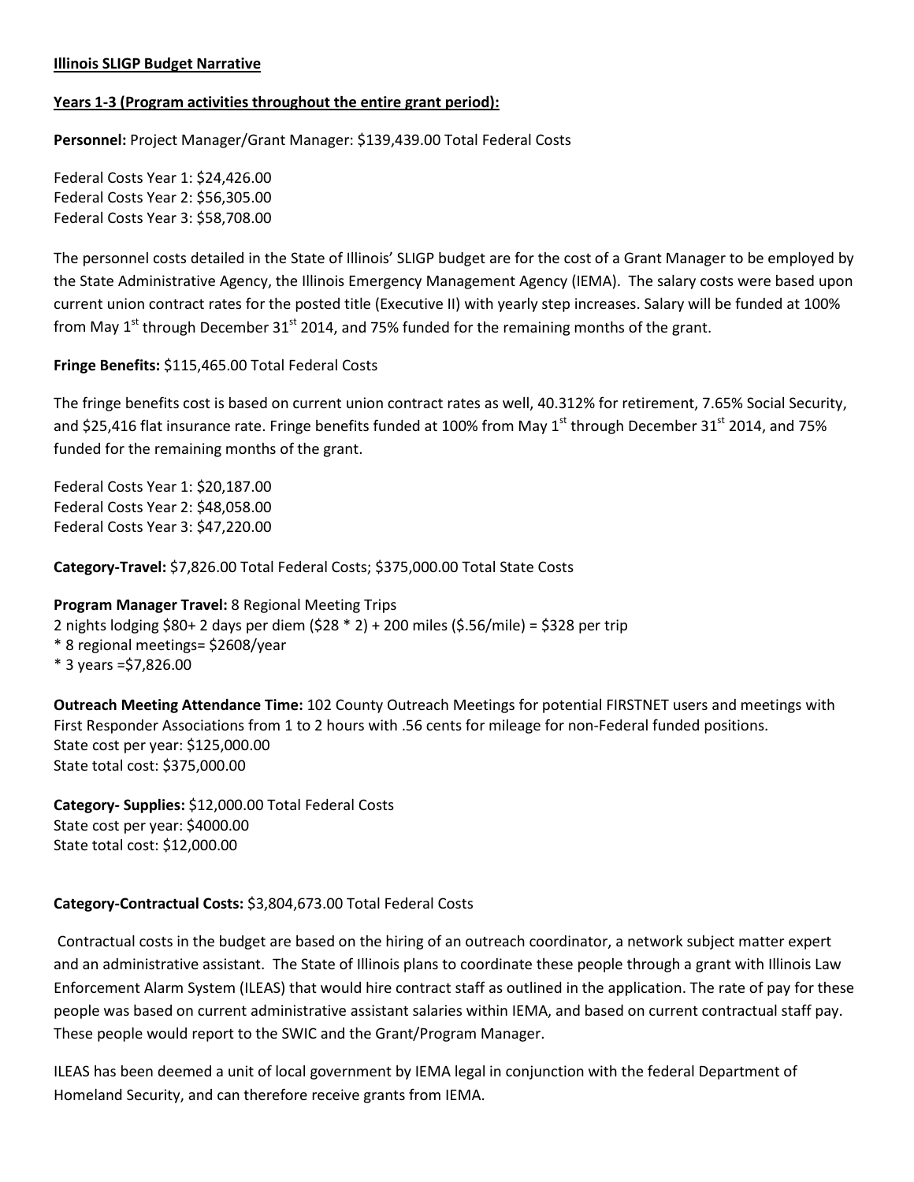**Illinois SLIGP Budget Narrative**

**Years 1-3 (Program activities throughout the entire grant period):**

**Personnel:** Project Manager/Grant Manager: $139,439.00 Total Federal Costs

Federal Costs Year 1: $24,426.00
Federal Costs Year 2: $56,305.00
Federal Costs Year 3: $58,708.00

The personnel costs detailed in the State of Illinois' SLIGP budget are for the cost of a Grant Manager to be employed by the State Administrative Agency, the Illinois Emergency Management Agency (IEMA). The salary costs were based upon current union contract rates for the posted title (Executive II) with yearly step increases. Salary will be funded at 100% from May 1st through December 31st 2014, and 75% funded for the remaining months of the grant.

**Fringe Benefits:** $115,465.00 Total Federal Costs

The fringe benefits cost is based on current union contract rates as well, 40.312% for retirement, 7.65% Social Security, and $25,416 flat insurance rate. Fringe benefits funded at 100% from May 1st through December 31st 2014, and 75% funded for the remaining months of the grant.

Federal Costs Year 1: $20,187.00
Federal Costs Year 2: $48,058.00
Federal Costs Year 3: $47,220.00

**Category-Travel:** $7,826.00 Total Federal Costs; $375,000.00 Total State Costs

**Program Manager Travel:** 8 Regional Meeting Trips
2 nights lodging $80+ 2 days per diem ($28 * 2) + 200 miles ($.56/mile) = $328 per trip
* 8 regional meetings= $2608/year
* 3 years =$7,826.00

**Outreach Meeting Attendance Time:** 102 County Outreach Meetings for potential FIRSTNET users and meetings with First Responder Associations from 1 to 2 hours with .56 cents for mileage for non-Federal funded positions.
State cost per year: $125,000.00
State total cost: $375,000.00

**Category- Supplies:** $12,000.00 Total Federal Costs
State cost per year: $4000.00
State total cost: $12,000.00

**Category-Contractual Costs:** $3,804,673.00 Total Federal Costs

Contractual costs in the budget are based on the hiring of an outreach coordinator, a network subject matter expert and an administrative assistant. The State of Illinois plans to coordinate these people through a grant with Illinois Law Enforcement Alarm System (ILEAS) that would hire contract staff as outlined in the application. The rate of pay for these people was based on current administrative assistant salaries within IEMA, and based on current contractual staff pay. These people would report to the SWIC and the Grant/Program Manager.

ILEAS has been deemed a unit of local government by IEMA legal in conjunction with the federal Department of Homeland Security, and can therefore receive grants from IEMA.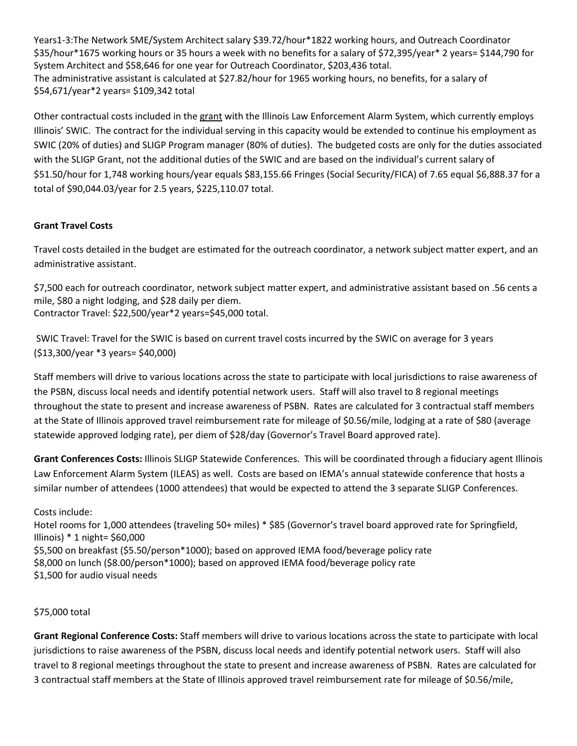Years1-3:The Network SME/System Architect salary $39.72/hour*1822 working hours, and Outreach Coordinator $35/hour*1675 working hours or 35 hours a week with no benefits for a salary of $72,395/year* 2 years= $144,790 for System Architect and $58,646 for one year for Outreach Coordinator, $203,436 total.
The administrative assistant is calculated at $27.82/hour for 1965 working hours, no benefits, for a salary of $54,671/year*2 years= $109,342 total

Other contractual costs included in the grant with the Illinois Law Enforcement Alarm System, which currently employs Illinois' SWIC. The contract for the individual serving in this capacity would be extended to continue his employment as SWIC (20% of duties) and SLIGP Program manager (80% of duties). The budgeted costs are only for the duties associated with the SLIGP Grant, not the additional duties of the SWIC and are based on the individual's current salary of $51.50/hour for 1,748 working hours/year equals $83,155.66 Fringes (Social Security/FICA) of 7.65 equal $6,888.37 for a total of $90,044.03/year for 2.5 years, $225,110.07 total.

**Grant Travel Costs**

Travel costs detailed in the budget are estimated for the outreach coordinator, a network subject matter expert, and an administrative assistant.

$7,500 each for outreach coordinator, network subject matter expert, and administrative assistant based on .56 cents a mile, $80 a night lodging, and $28 daily per diem.
Contractor Travel: $22,500/year*2 years=$45,000 total.

SWIC Travel: Travel for the SWIC is based on current travel costs incurred by the SWIC on average for 3 years ($13,300/year *3 years= $40,000)

Staff members will drive to various locations across the state to participate with local jurisdictions to raise awareness of the PSBN, discuss local needs and identify potential network users. Staff will also travel to 8 regional meetings throughout the state to present and increase awareness of PSBN. Rates are calculated for 3 contractual staff members at the State of Illinois approved travel reimbursement rate for mileage of $0.56/mile, lodging at a rate of $80 (average statewide approved lodging rate), per diem of $28/day (Governor's Travel Board approved rate).

**Grant Conferences Costs:** Illinois SLIGP Statewide Conferences. This will be coordinated through a fiduciary agent Illinois Law Enforcement Alarm System (ILEAS) as well. Costs are based on IEMA's annual statewide conference that hosts a similar number of attendees (1000 attendees) that would be expected to attend the 3 separate SLIGP Conferences.

Costs include:
Hotel rooms for 1,000 attendees (traveling 50+ miles) * $85 (Governor's travel board approved rate for Springfield, Illinois) * 1 night= $60,000
$5,500 on breakfast ($5.50/person*1000); based on approved IEMA food/beverage policy rate
$8,000 on lunch ($8.00/person*1000); based on approved IEMA food/beverage policy rate
$1,500 for audio visual needs

$75,000 total

**Grant Regional Conference Costs:** Staff members will drive to various locations across the state to participate with local jurisdictions to raise awareness of the PSBN, discuss local needs and identify potential network users. Staff will also travel to 8 regional meetings throughout the state to present and increase awareness of PSBN. Rates are calculated for 3 contractual staff members at the State of Illinois approved travel reimbursement rate for mileage of $0.56/mile,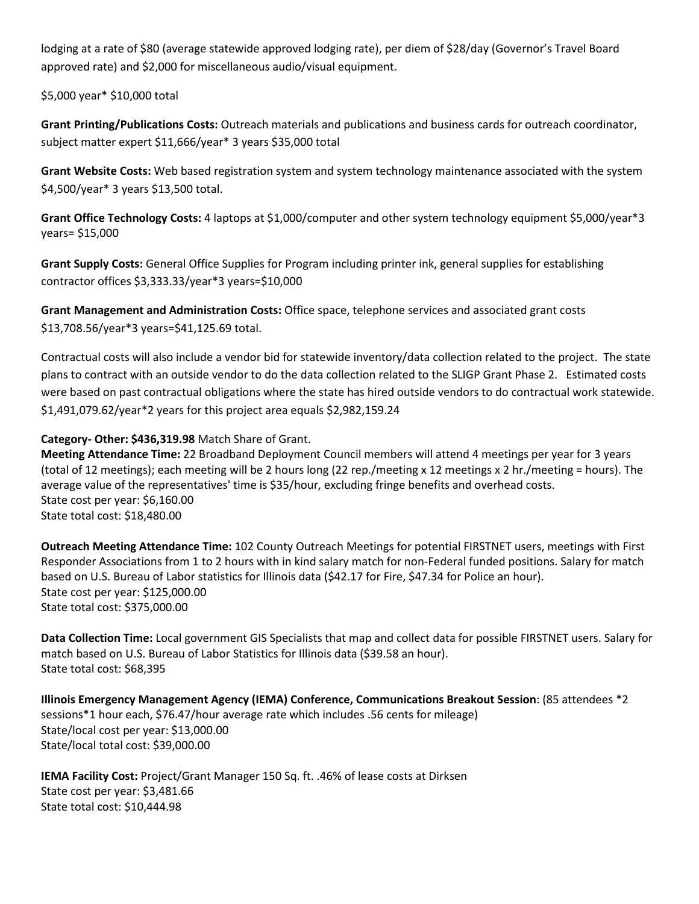lodging at a rate of $80 (average statewide approved lodging rate), per diem of $28/day (Governor's Travel Board approved rate) and $2,000 for miscellaneous audio/visual equipment.

$5,000 year* $10,000 total

**Grant Printing/Publications Costs:** Outreach materials and publications and business cards for outreach coordinator, subject matter expert $11,666/year* 3 years $35,000 total

**Grant Website Costs:** Web based registration system and system technology maintenance associated with the system $4,500/year* 3 years $13,500 total.

**Grant Office Technology Costs:** 4 laptops at $1,000/computer and other system technology equipment $5,000/year*3 years= $15,000

**Grant Supply Costs:** General Office Supplies for Program including printer ink, general supplies for establishing contractor offices $3,333.33/year*3 years=$10,000

**Grant Management and Administration Costs:** Office space, telephone services and associated grant costs $13,708.56/year*3 years=$41,125.69 total.

Contractual costs will also include a vendor bid for statewide inventory/data collection related to the project. The state plans to contract with an outside vendor to do the data collection related to the SLIGP Grant Phase 2. Estimated costs were based on past contractual obligations where the state has hired outside vendors to do contractual work statewide. $1,491,079.62/year*2 years for this project area equals $2,982,159.24

**Category- Other: $436,319.98** Match Share of Grant.
**Meeting Attendance Time:** 22 Broadband Deployment Council members will attend 4 meetings per year for 3 years (total of 12 meetings); each meeting will be 2 hours long (22 rep./meeting x 12 meetings x 2 hr./meeting = hours). The average value of the representatives' time is $35/hour, excluding fringe benefits and overhead costs.
State cost per year: $6,160.00
State total cost: $18,480.00

**Outreach Meeting Attendance Time:** 102 County Outreach Meetings for potential FIRSTNET users, meetings with First Responder Associations from 1 to 2 hours with in kind salary match for non-Federal funded positions. Salary for match based on U.S. Bureau of Labor statistics for Illinois data ($42.17 for Fire, $47.34 for Police an hour).
State cost per year: $125,000.00
State total cost: $375,000.00

**Data Collection Time:** Local government GIS Specialists that map and collect data for possible FIRSTNET users. Salary for match based on U.S. Bureau of Labor Statistics for Illinois data ($39.58 an hour).
State total cost: $68,395

**Illinois Emergency Management Agency (IEMA) Conference, Communications Breakout Session**: (85 attendees *2 sessions*1 hour each, $76.47/hour average rate which includes .56 cents for mileage)
State/local cost per year: $13,000.00
State/local total cost: $39,000.00

**IEMA Facility Cost:** Project/Grant Manager 150 Sq. ft. .46% of lease costs at Dirksen
State cost per year: $3,481.66
State total cost: $10,444.98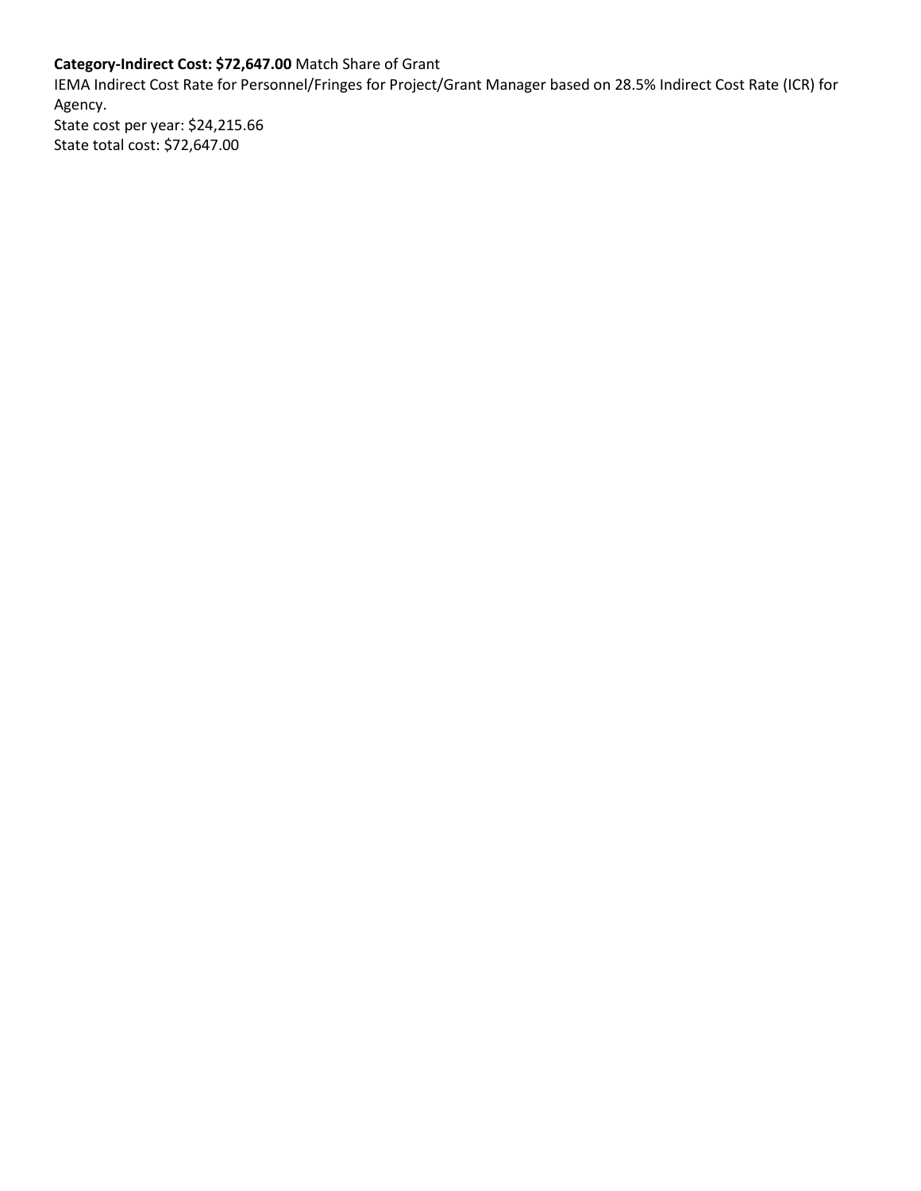**Category-Indirect Cost: $72,647.00** Match Share of Grant
IEMA Indirect Cost Rate for Personnel/Fringes for Project/Grant Manager based on 28.5% Indirect Cost Rate (ICR) for Agency.
State cost per year: $24,215.66
State total cost: $72,647.00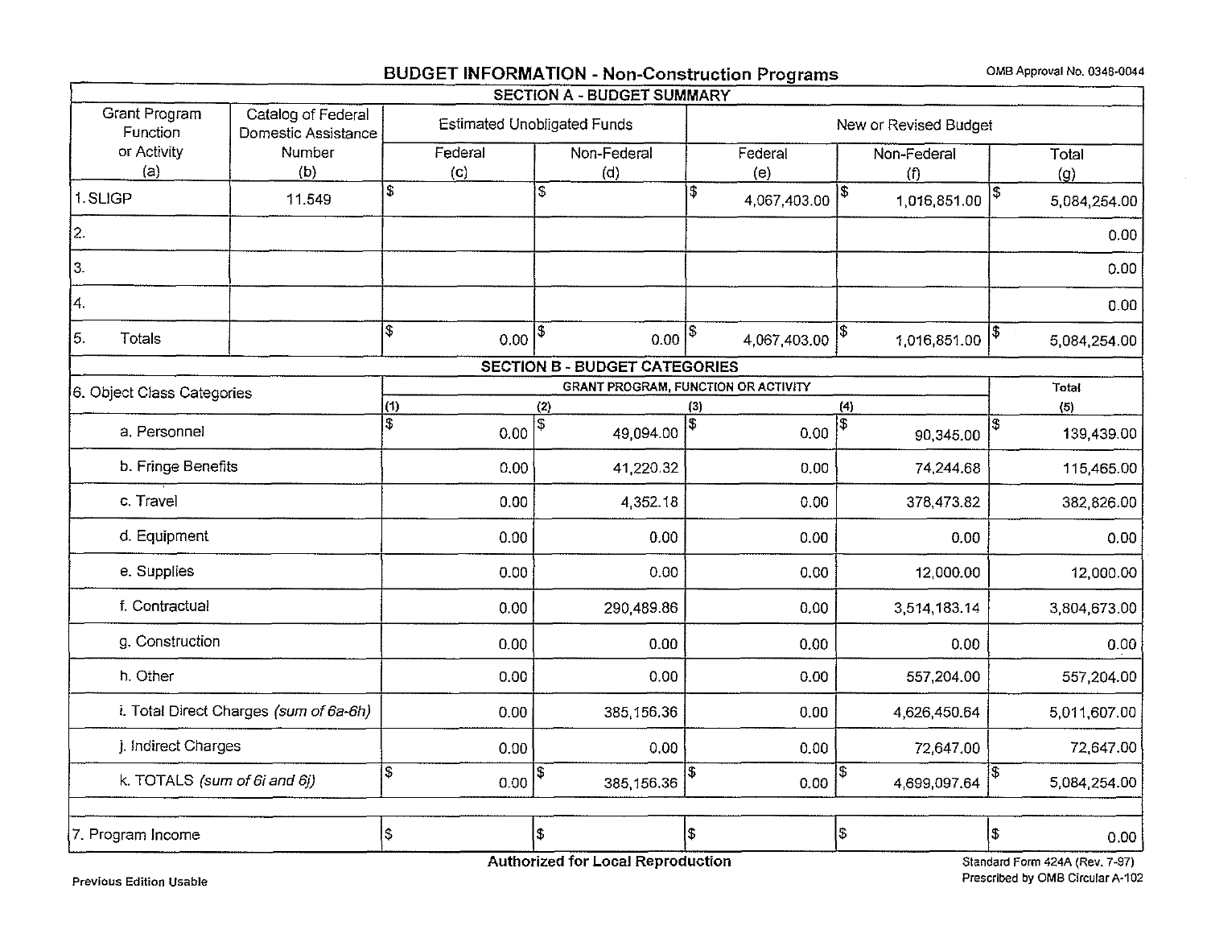# BUDGET INFORMATION - Non-Construction Programs

OMB Approval No. 0348-0044

## SECTION A - BUDGET SUMMARY

| Grant Program Function or Activity (a) | Catalog of Federal Domestic Assistance Number (b) | Estimated Unobligated Funds | | New or Revised Budget | | |
|---|---|---|---|---|---|---|
| | | Federal (c) | Non-Federal (d) | Federal (e) | Non-Federal (f) | Total (g) |
| 1. SLIGP | 11.549 | $ | $ | $ 4,067,403.00 | $ 1,016,851.00 | $ 5,084,254.00 |
| 2. | | | | | | 0.00 |
| 3. | | | | | | 0.00 |
| 4. | | | | | | 0.00 |
| 5. Totals | | $ 0.00 | $ 0.00 | $ 4,067,403.00 | $ 1,016,851.00 | $ 5,084,254.00 |

## SECTION B - BUDGET CATEGORIES

| 6. Object Class Categories | GRANT PROGRAM, FUNCTION OR ACTIVITY | | | | Total |
|---|---|---|---|---|---|
| | (1) | (2) | (3) | (4) | (5) |
| a. Personnel | $ 0.00 | $ 49,094.00 | $ 0.00 | $ 90,345.00 | $ 139,439.00 |
| b. Fringe Benefits | 0.00 | 41,220.32 | 0.00 | 74,244.68 | 115,465.00 |
| c. Travel | 0.00 | 4,352.18 | 0.00 | 378,473.82 | 382,826.00 |
| d. Equipment | 0.00 | 0.00 | 0.00 | 0.00 | 0.00 |
| e. Supplies | 0.00 | 0.00 | 0.00 | 12,000.00 | 12,000.00 |
| f. Contractual | 0.00 | 290,489.86 | 0.00 | 3,514,183.14 | 3,804,673.00 |
| g. Construction | 0.00 | 0.00 | 0.00 | 0.00 | 0.00 |
| h. Other | 0.00 | 0.00 | 0.00 | 557,204.00 | 557,204.00 |
| i. Total Direct Charges *(sum of 6a-6h)* | 0.00 | 385,156.36 | 0.00 | 4,626,450.64 | 5,011,607.00 |
| j. Indirect Charges | 0.00 | 0.00 | 0.00 | 72,647.00 | 72,647.00 |
| k. TOTALS *(sum of 6i and 6j)* | $ 0.00 | $ 385,156.36 | $ 0.00 | $ 4,699,097.64 | $ 5,084,254.00 |
| | | | | | |
| 7. Program Income | $ | $ | $ | $ | $ 0.00 |

Authorized for Local Reproduction

Previous Edition Usable

Standard Form 424A (Rev. 7-97)
Prescribed by OMB Circular A-102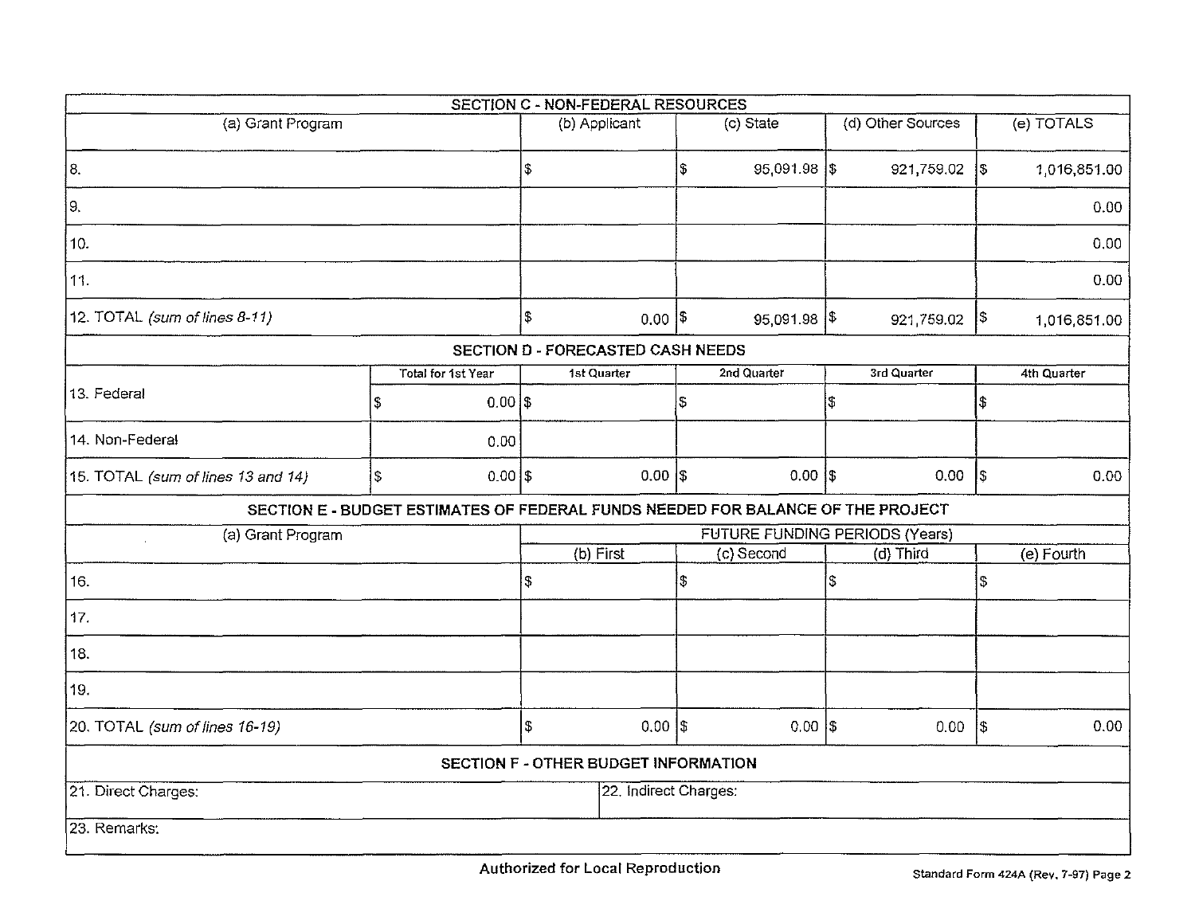| SECTION C - NON-FEDERAL RESOURCES | | | | |
|---|---|---|---|---|
| (a) Grant Program | (b) Applicant | (c) State | (d) Other Sources | (e) TOTALS |
| 8. | $ | $ 95,091.98 | $ 921,759.02 | $ 1,016,851.00 |
| 9. | | | | 0.00 |
| 10. | | | | 0.00 |
| 11. | | | | 0.00 |
| 12. TOTAL *(sum of lines 8-11)* | $ 0.00 | $ 95,091.98 | $ 921,759.02 | $ 1,016,851.00 |

| SECTION D - FORECASTED CASH NEEDS | | | | | |
|---|---|---|---|---|---|
| | Total for 1st Year | 1st Quarter | 2nd Quarter | 3rd Quarter | 4th Quarter |
| 13. Federal | $ 0.00 | $ | $ | $ | $ |
| 14. Non-Federal | 0.00 | | | | |
| 15. TOTAL *(sum of lines 13 and 14)* | $ 0.00 | $ 0.00 | $ 0.00 | $ 0.00 | $ 0.00 |

| SECTION E - BUDGET ESTIMATES OF FEDERAL FUNDS NEEDED FOR BALANCE OF THE PROJECT | | | | |
|---|---|---|---|---|
| (a) Grant Program | FUTURE FUNDING PERIODS (Years) | | | |
| | (b) First | (c) Second | (d) Third | (e) Fourth |
| 16. | $ | $ | $ | $ |
| 17. | | | | |
| 18. | | | | |
| 19. | | | | |
| 20. TOTAL *(sum of lines 16-19)* | $ 0.00 | $ 0.00 | $ 0.00 | $ 0.00 |

| SECTION F - OTHER BUDGET INFORMATION | |
|---|---|
| 21. Direct Charges: | 22. Indirect Charges: |
| 23. Remarks: | |

**Authorized for Local Reproduction**

**Standard Form 424A (Rev. 7-97) Page 2**